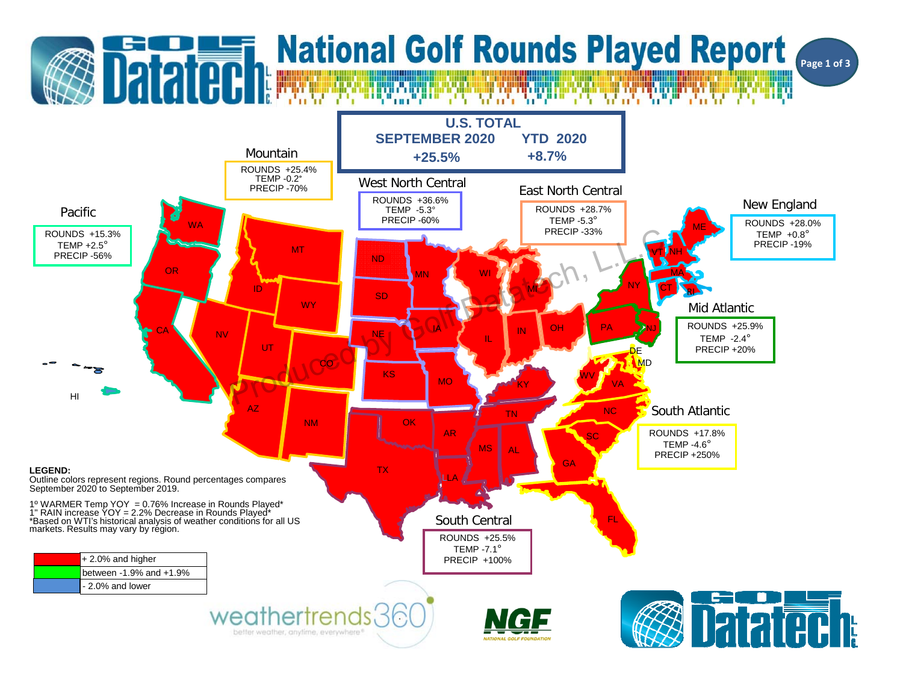# National Golf Rounds Played Report

## U.S. TOTAL

| SEPTEMBER 2020 | YTD 2020 |
|---|---|
| +25.5% | +8.7% |

### Mountain
ROUNDS +25.4%
TEMP -0.2°
PRECIP -70%

### West North Central
ROUNDS +36.6%
TEMP -5.3°
PRECIP -60%

### East North Central
ROUNDS +28.7%
TEMP -5.3°
PRECIP -33%

### New England
ROUNDS +28.0%
TEMP +0.8°
PRECIP -19%

### Pacific
ROUNDS +15.3%
TEMP +2.5°
PRECIP -56%

### Mid Atlantic
ROUNDS +25.9%
TEMP -2.4°
PRECIP +20%

### South Atlantic
ROUNDS +17.8%
TEMP -4.6°
PRECIP +250%

### South Central
ROUNDS +25.5%
TEMP -7.1°
PRECIP +100%

WA, OR, CA, HI, MT, ID, WY, NV, UT, CO, AZ, NM, ND, SD, NE, KS, MN, IA, MO, WI, MI, IL, IN, OH, ME, VT, NH, MA, CT, RI, NY, PA, NJ, DE, MD, WV, VA, NC, SC, GA, FL, KY, TN, OK, AR, TX, LA, MS, AL

**LEGEND:**
Outline colors represent regions. Round percentages compares September 2020 to September 2019.

1º WARMER Temp YOY = 0.76% Increase in Rounds Played*
1" RAIN increase YOY = 2.2% Decrease in Rounds Played*
*Based on WTI's historical analysis of weather conditions for all US markets. Results may vary by region.

| Color | Range |
|---|---|
| Red | + 2.0% and higher |
| Green | between -1.9% and +1.9% |
| Blue | - 2.0% and lower |

weathertrends360 — better weather, anytime, everywhere

NGF — NATIONAL GOLF FOUNDATION

Golf Datatech L.L.C.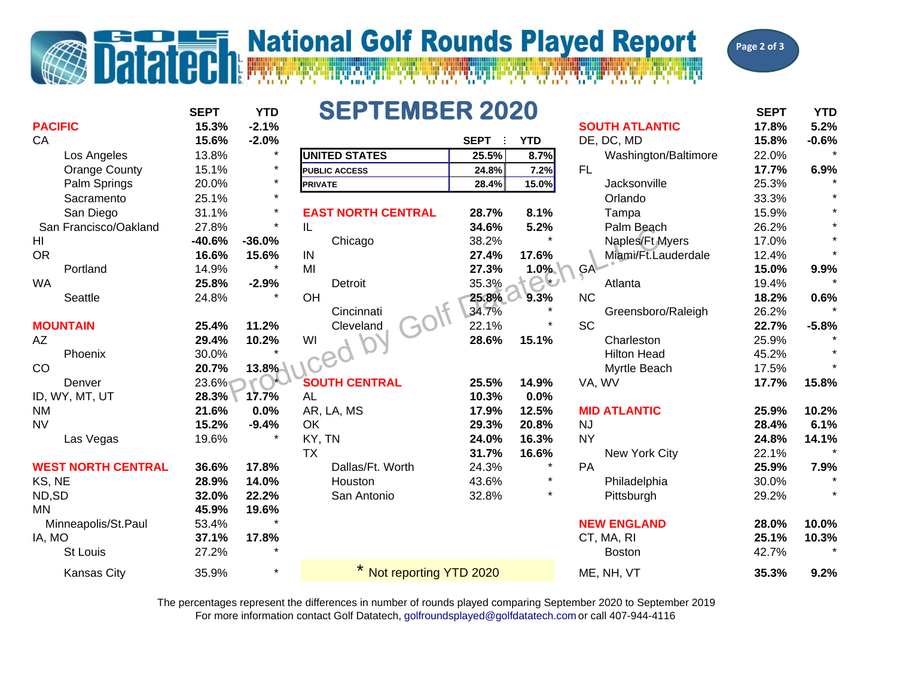# National Golf Rounds Played Report

## SEPTEMBER 2020

| | SEPT | YTD |
|---|---|---|
| **UNITED STATES** | **25.5%** | **8.7%** |
| **PUBLIC ACCESS** | **24.8%** | **7.2%** |
| **PRIVATE** | **28.4%** | **15.0%** |

| | SEPT | YTD |
|---|---|---|
| **PACIFIC** | **15.3%** | **-2.1%** |
| CA | **15.6%** | **-2.0%** |
| Los Angeles | 13.8% | * |
| Orange County | 15.1% | * |
| Palm Springs | 20.0% | * |
| Sacramento | 25.1% | * |
| San Diego | 31.1% | * |
| San Francisco/Oakland | 27.8% | * |
| HI | **-40.6%** | **-36.0%** |
| OR | **16.6%** | **15.6%** |
| Portland | 14.9% | * |
| WA | **25.8%** | **-2.9%** |
| Seattle | 24.8% | * |
| **MOUNTAIN** | **25.4%** | **11.2%** |
| AZ | **29.4%** | **10.2%** |
| Phoenix | 30.0% | * |
| CO | **20.7%** | **13.8%** |
| Denver | 23.6% | * |
| ID, WY, MT, UT | **28.3%** | **17.7%** |
| NM | **21.6%** | **0.0%** |
| NV | **15.2%** | **-9.4%** |
| Las Vegas | 19.6% | * |
| **WEST NORTH CENTRAL** | **36.6%** | **17.8%** |
| KS, NE | **28.9%** | **14.0%** |
| ND,SD | **32.0%** | **22.2%** |
| MN | **45.9%** | **19.6%** |
| Minneapolis/St.Paul | 53.4% | * |
| IA, MO | **37.1%** | **17.8%** |
| St Louis | 27.2% | * |
| Kansas City | 35.9% | * |

| | SEPT | YTD |
|---|---|---|
| **EAST NORTH CENTRAL** | **28.7%** | **8.1%** |
| IL | **34.6%** | **5.2%** |
| Chicago | 38.2% | * |
| IN | **27.4%** | **17.6%** |
| MI | **27.3%** | **1.0%** |
| Detroit | 35.3% | * |
| OH | **25.8%** | **9.3%** |
| Cincinnati | 34.7% | * |
| Cleveland | 22.1% | * |
| WI | **28.6%** | **15.1%** |
| **SOUTH CENTRAL** | **25.5%** | **14.9%** |
| AL | **10.3%** | **0.0%** |
| AR, LA, MS | **17.9%** | **12.5%** |
| OK | **29.3%** | **20.8%** |
| KY, TN | **24.0%** | **16.3%** |
| TX | **31.7%** | **16.6%** |
| Dallas/Ft. Worth | 24.3% | * |
| Houston | 43.6% | * |
| San Antonio | 32.8% | * |

| | SEPT | YTD |
|---|---|---|
| **SOUTH ATLANTIC** | **17.8%** | **5.2%** |
| DE, DC, MD | **15.8%** | **-0.6%** |
| Washington/Baltimore | 22.0% | * |
| FL | **17.7%** | **6.9%** |
| Jacksonville | 25.3% | * |
| Orlando | 33.3% | * |
| Tampa | 15.9% | * |
| Palm Beach | 26.2% | * |
| Naples/Ft Myers | 17.0% | * |
| Miami/Ft.Lauderdale | 12.4% | * |
| GA | **15.0%** | **9.9%** |
| Atlanta | 19.4% | * |
| NC | **18.2%** | **0.6%** |
| Greensboro/Raleigh | 26.2% | * |
| SC | **22.7%** | **-5.8%** |
| Charleston | 25.9% | * |
| Hilton Head | 45.2% | * |
| Myrtle Beach | 17.5% | * |
| VA, WV | **17.7%** | **15.8%** |
| **MID ATLANTIC** | **25.9%** | **10.2%** |
| NJ | **28.4%** | **6.1%** |
| NY | **24.8%** | **14.1%** |
| New York City | 22.1% | * |
| PA | **25.9%** | **7.9%** |
| Philadelphia | 30.0% | * |
| Pittsburgh | 29.2% | * |
| **NEW ENGLAND** | **28.0%** | **10.0%** |
| CT, MA, RI | **25.1%** | **10.3%** |
| Boston | 42.7% | * |
| ME, NH, VT | **35.3%** | **9.2%** |

\* Not reporting YTD 2020

The percentages represent the differences in number of rounds played comparing September 2020 to September 2019
For more information contact Golf Datatech, golfroundsplayed@golfdatatech.com or call 407-944-4116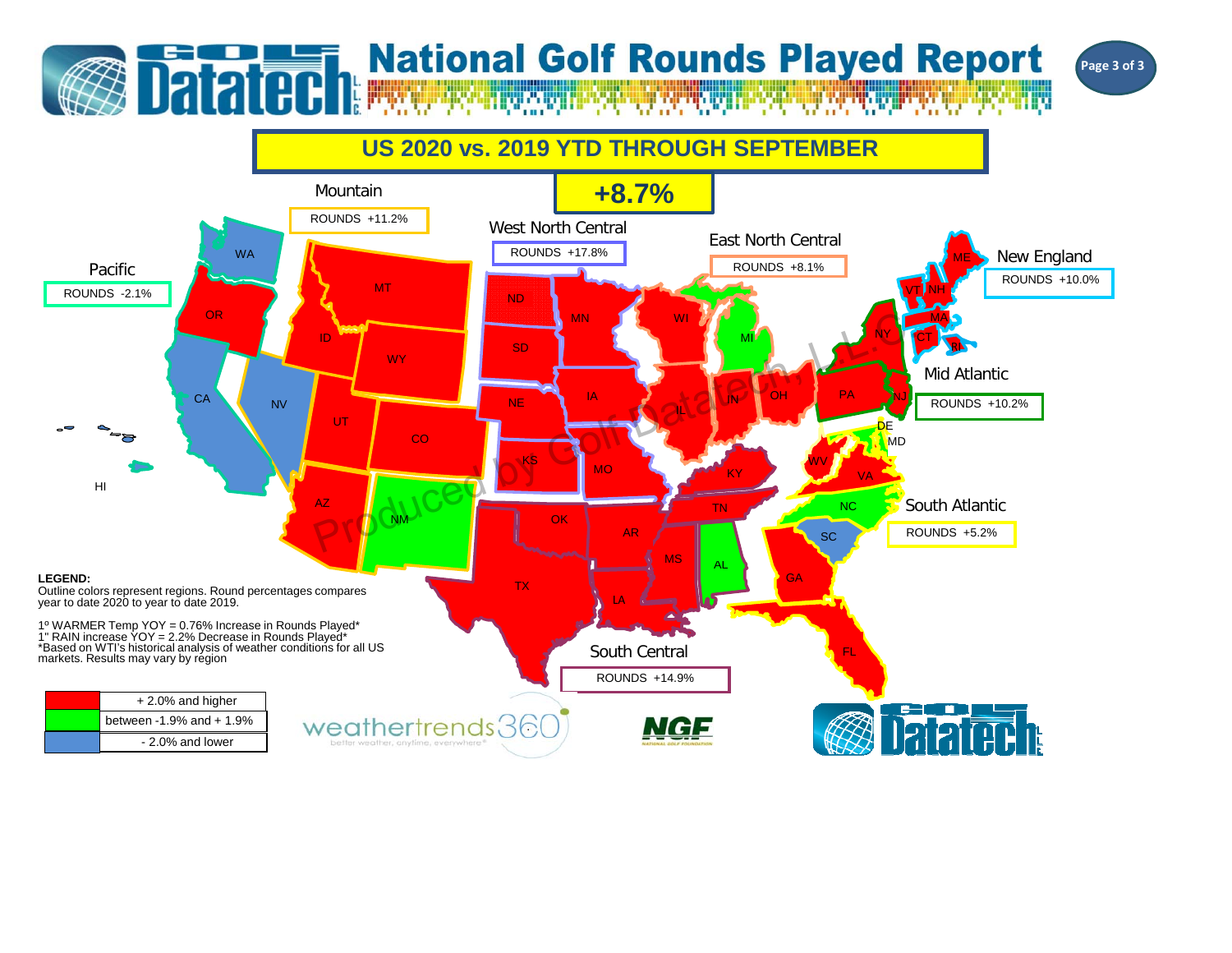# National Golf Rounds Played Report

## US 2020 vs. 2019 YTD THROUGH SEPTEMBER

**+8.7%**

Mountain
ROUNDS +11.2%

West North Central
ROUNDS +17.8%

East North Central
ROUNDS +8.1%

New England
ROUNDS +10.0%

Pacific
ROUNDS -2.1%

Mid Atlantic
ROUNDS +10.2%

South Atlantic
ROUNDS +5.2%

South Central
ROUNDS +14.9%

WA OR CA NV ID MT WY UT CO AZ NM ND SD NE KS MN IA MO OK TX AR LA MS AL TN KY IL IN OH MI WI PA NY NJ DE MD WV VA NC SC GA FL ME VT NH MA CT RI HI

Produced by Golf Datatech, L.L.C.

**LEGEND:**
Outline colors represent regions. Round percentages compares year to date 2020 to year to date 2019.

1º WARMER Temp YOY = 0.76% Increase in Rounds Played*
1" RAIN increase YOY = 2.2% Decrease in Rounds Played*
*Based on WTI's historical analysis of weather conditions for all US markets. Results may vary by region

+ 2.0% and higher
between -1.9% and + 1.9%
- 2.0% and lower

weathertrends360 better weather, anytime, everywhere®

NGF NATIONAL GOLF FOUNDATION

Golf Datatech L.L.C.